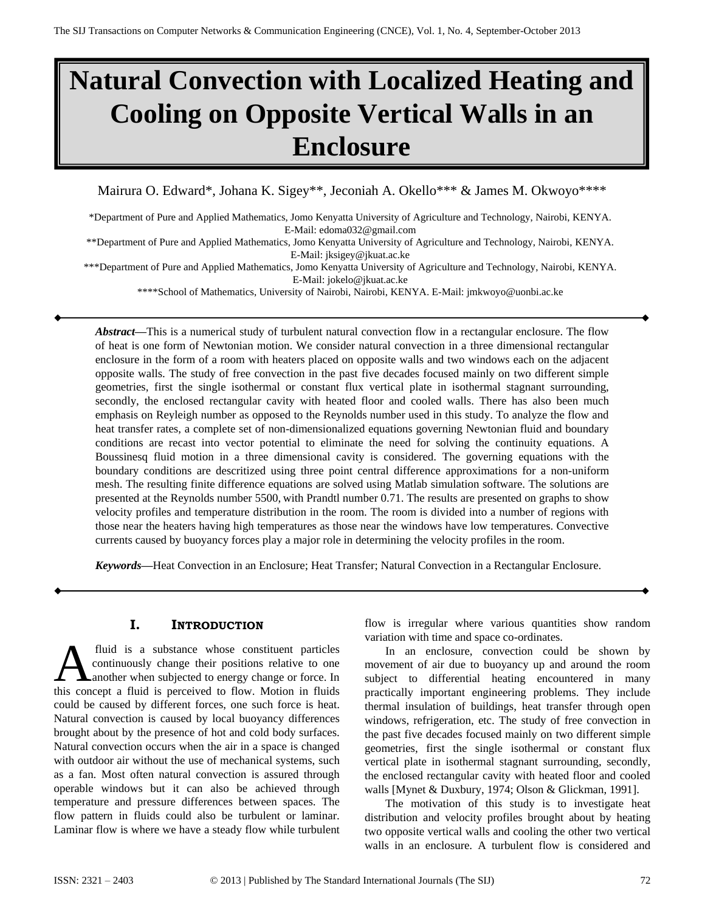# Natural Convection with Localized Heating and Cooling on Opposite Vertical Walls in an Enclosure

Mairura O. Edward*, Johana K. Sigey**, Jeconiah A. Okello*** & James M. Okwoyo****

*Department of Pure and Applied Mathematics, Jomo Kenyatta University of Agriculture and Technology, Nairobi, KENYA. E-Mail: edoma032@gmail.com

**Department of Pure and Applied Mathematics, Jomo Kenyatta University of Agriculture and Technology, Nairobi, KENYA. E-Mail: jksigey@jkuat.ac.ke

***Department of Pure and Applied Mathematics, Jomo Kenyatta University of Agriculture and Technology, Nairobi, KENYA. E-Mail: jokelo@jkuat.ac.ke

****School of Mathematics, University of Nairobi, Nairobi, KENYA. E-Mail: jmkwoyo@uonbi.ac.ke

***Abstract*—**This is a numerical study of turbulent natural convection flow in a rectangular enclosure. The flow of heat is one form of Newtonian motion. We consider natural convection in a three dimensional rectangular enclosure in the form of a room with heaters placed on opposite walls and two windows each on the adjacent opposite walls. The study of free convection in the past five decades focused mainly on two different simple geometries, first the single isothermal or constant flux vertical plate in isothermal stagnant surrounding, secondly, the enclosed rectangular cavity with heated floor and cooled walls. There has also been much emphasis on Reyleigh number as opposed to the Reynolds number used in this study. To analyze the flow and heat transfer rates, a complete set of non-dimensionalized equations governing Newtonian fluid and boundary conditions are recast into vector potential to eliminate the need for solving the continuity equations. A Boussinesq fluid motion in a three dimensional cavity is considered. The governing equations with the boundary conditions are descritized using three point central difference approximations for a non-uniform mesh. The resulting finite difference equations are solved using Matlab simulation software. The solutions are presented at the Reynolds number 5500, with Prandtl number 0.71. The results are presented on graphs to show velocity profiles and temperature distribution in the room. The room is divided into a number of regions with those near the heaters having high temperatures as those near the windows have low temperatures. Convective currents caused by buoyancy forces play a major role in determining the velocity profiles in the room.

***Keywords*—**Heat Convection in an Enclosure; Heat Transfer; Natural Convection in a Rectangular Enclosure.

## I. Introduction

A fluid is a substance whose constituent particles continuously change their positions relative to one another when subjected to energy change or force. In this concept a fluid is perceived to flow. Motion in fluids could be caused by different forces, one such force is heat. Natural convection is caused by local buoyancy differences brought about by the presence of hot and cold body surfaces. Natural convection occurs when the air in a space is changed with outdoor air without the use of mechanical systems, such as a fan. Most often natural convection is assured through operable windows but it can also be achieved through temperature and pressure differences between spaces. The flow pattern in fluids could also be turbulent or laminar. Laminar flow is where we have a steady flow while turbulent flow is irregular where various quantities show random variation with time and space co-ordinates.

In an enclosure, convection could be shown by movement of air due to buoyancy up and around the room subject to differential heating encountered in many practically important engineering problems. They include thermal insulation of buildings, heat transfer through open windows, refrigeration, etc. The study of free convection in the past five decades focused mainly on two different simple geometries, first the single isothermal or constant flux vertical plate in isothermal stagnant surrounding, secondly, the enclosed rectangular cavity with heated floor and cooled walls [Mynet & Duxbury, 1974; Olson & Glickman, 1991].

The motivation of this study is to investigate heat distribution and velocity profiles brought about by heating two opposite vertical walls and cooling the other two vertical walls in an enclosure. A turbulent flow is considered and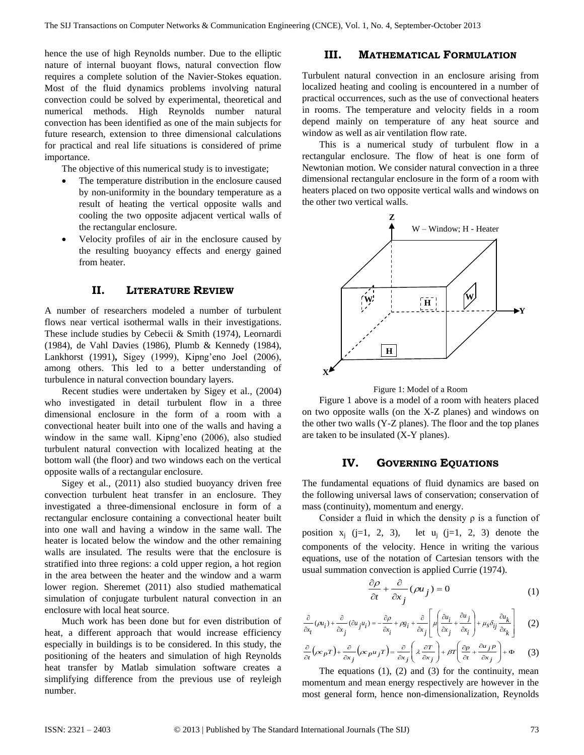hence the use of high Reynolds number. Due to the elliptic nature of internal buoyant flows, natural convection flow requires a complete solution of the Navier-Stokes equation. Most of the fluid dynamics problems involving natural convection could be solved by experimental, theoretical and numerical methods. High Reynolds number natural convection has been identified as one of the main subjects for future research, extension to three dimensional calculations for practical and real life situations is considered of prime importance.

The objective of this numerical study is to investigate;

- The temperature distribution in the enclosure caused by non-uniformity in the boundary temperature as a result of heating the vertical opposite walls and cooling the two opposite adjacent vertical walls of the rectangular enclosure.
- Velocity profiles of air in the enclosure caused by the resulting buoyancy effects and energy gained from heater.

## II. Literature Review

A number of researchers modeled a number of turbulent flows near vertical isothermal walls in their investigations. These include studies by Cebecii & Smith (1974), Leornardi (1984), de Vahl Davies (1986), Plumb & Kennedy (1984), Lankhorst (1991), Sigey (1999), Kipng'eno Joel (2006), among others. This led to a better understanding of turbulence in natural convection boundary layers.

Recent studies were undertaken by Sigey et al., (2004) who investigated in detail turbulent flow in a three dimensional enclosure in the form of a room with a convectional heater built into one of the walls and having a window in the same wall. Kipng'eno (2006), also studied turbulent natural convection with localized heating at the bottom wall (the floor) and two windows each on the vertical opposite walls of a rectangular enclosure.

Sigey et al., (2011) also studied buoyancy driven free convection turbulent heat transfer in an enclosure. They investigated a three-dimensional enclosure in form of a rectangular enclosure containing a convectional heater built into one wall and having a window in the same wall. The heater is located below the window and the other remaining walls are insulated. The results were that the enclosure is stratified into three regions: a cold upper region, a hot region in the area between the heater and the window and a warm lower region. Sheremet (2011) also studied mathematical simulation of conjugate turbulent natural convection in an enclosure with local heat source.

Much work has been done but for even distribution of heat, a different approach that would increase efficiency especially in buildings is to be considered. In this study, the positioning of the heaters and simulation of high Reynolds heat transfer by Matlab simulation software creates a simplifying difference from the previous use of reyleigh number.

## III. Mathematical Formulation

Turbulent natural convection in an enclosure arising from localized heating and cooling is encountered in a number of practical occurrences, such as the use of convectional heaters in rooms. The temperature and velocity fields in a room depend mainly on temperature of any heat source and window as well as air ventilation flow rate.

This is a numerical study of turbulent flow in a rectangular enclosure. The flow of heat is one form of Newtonian motion. We consider natural convection in a three dimensional rectangular enclosure in the form of a room with heaters placed on two opposite vertical walls and windows on the other two vertical walls.

Figure 1: Model of a Room

Figure 1 above is a model of a room with heaters placed on two opposite walls (on the X-Z planes) and windows on the other two walls (Y-Z planes). The floor and the top planes are taken to be insulated (X-Y planes).

## IV. Governing Equations

The fundamental equations of fluid dynamics are based on the following universal laws of conservation; conservation of mass (continuity), momentum and energy.

Consider a fluid in which the density ρ is a function of position $x_j$ (j=1, 2, 3), let $u_j$ (j=1, 2, 3) denote the components of the velocity. Hence in writing the various equations, use of the notation of Cartesian tensors with the usual summation convection is applied Currie (1974).

$$\frac{\partial \rho}{\partial t} + \frac{\partial}{\partial x_j}(\rho u_j) = 0 \quad (1)$$

$$\frac{\partial}{\partial x_t}(\rho u_i) + \frac{\partial}{\partial x_j}(\partial u_j u_i) = -\frac{\partial \rho}{\partial x_i} + \rho g_i + \frac{\partial}{\partial x_j}\left[\mu\left(\frac{\partial u_i}{\partial x_j} + \frac{\partial u_j}{\partial x_i}\right) + \mu_s \delta_{ij}\frac{\partial u_k}{\partial x_k}\right] \quad (2)$$

$$\frac{\partial}{\partial t}\left(\rho c_p T\right) + \frac{\partial}{\partial x_j}\left(\rho c_p u_j T\right) = \frac{\partial}{\partial x_j}\left(\lambda \frac{\partial T}{\partial x_j}\right) + \beta T\left(\frac{\partial p}{\partial t} + \frac{\partial u_j p}{\partial x_j}\right) + \Phi \quad (3)$$

The equations (1), (2) and (3) for the continuity, mean momentum and mean energy respectively are however in the most general form, hence non-dimensionalization, Reynolds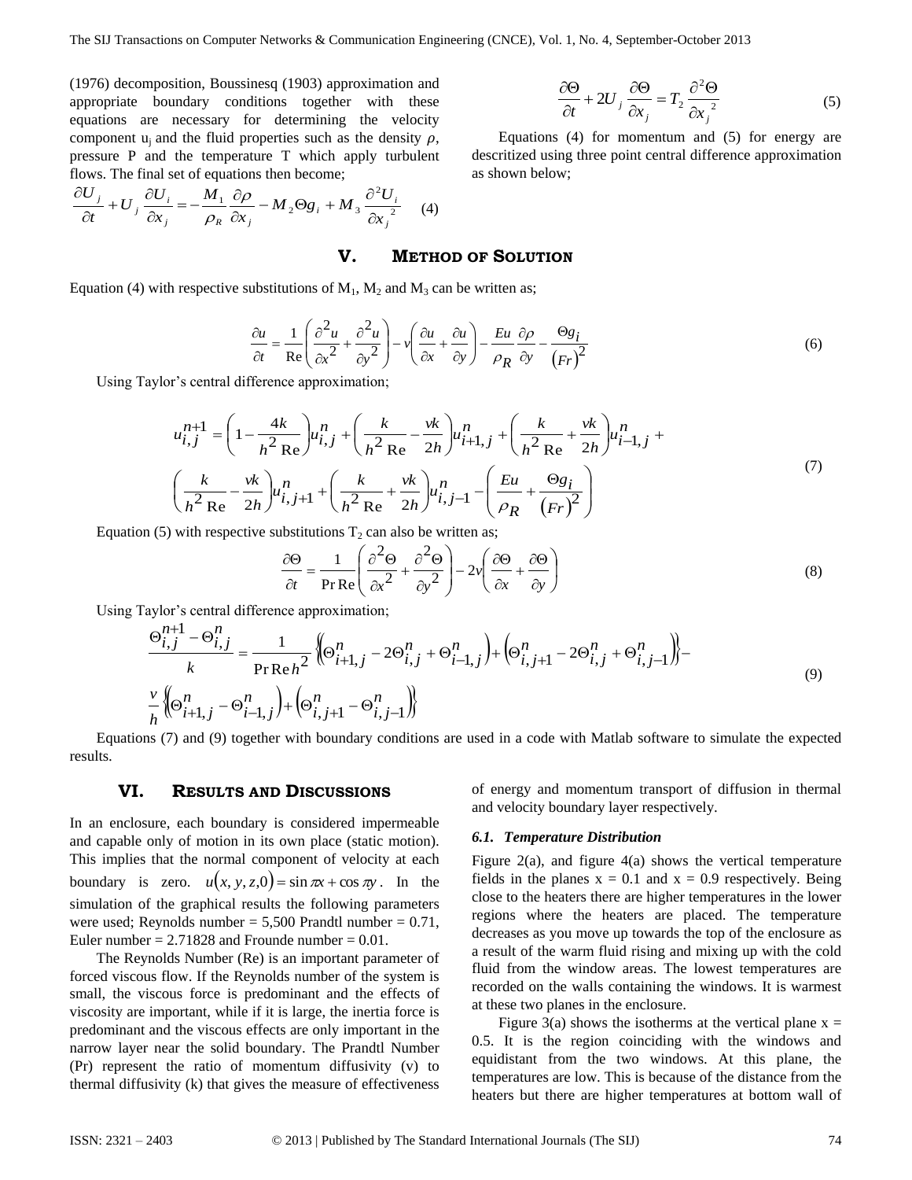(1976) decomposition, Boussinesq (1903) approximation and appropriate boundary conditions together with these equations are necessary for determining the velocity component $u_j$ and the fluid properties such as the density $\rho$, pressure P and the temperature T which apply turbulent flows. The final set of equations then become;

$$\frac{\partial U_j}{\partial t} + U_j \frac{\partial U_i}{\partial x_j} = -\frac{M_1}{\rho_R}\frac{\partial \rho}{\partial x_j} - M_2 \Theta g_i + M_3 \frac{\partial^2 U_i}{\partial {x_j}^2} \quad (4)$$

$$\frac{\partial \Theta}{\partial t} + 2U_j \frac{\partial \Theta}{\partial x_j} = T_2 \frac{\partial^2 \Theta}{\partial {x_j}^2} \quad (5)$$

Equations (4) for momentum and (5) for energy are descritized using three point central difference approximation as shown below;

## V. Method of Solution

Equation (4) with respective substitutions of $M_1$, $M_2$ and $M_3$ can be written as;

$$\frac{\partial u}{\partial t} = \frac{1}{\mathrm{Re}}\left(\frac{\partial^2 u}{\partial x^2} + \frac{\partial^2 u}{\partial y^2}\right) - v\left(\frac{\partial u}{\partial x} + \frac{\partial u}{\partial y}\right) - \frac{Eu}{\rho_R}\frac{\partial \rho}{\partial y} - \frac{\Theta g_i}{(Fr)^2} \quad (6)$$

Using Taylor's central difference approximation;

$$u_{i,j}^{n+1} = \left(1 - \frac{4k}{h^2 \mathrm{Re}}\right)u_{i,j}^n + \left(\frac{k}{h^2 \mathrm{Re}} - \frac{vk}{2h}\right)u_{i+1,j}^n + \left(\frac{k}{h^2 \mathrm{Re}} + \frac{vk}{2h}\right)u_{i-1,j}^n + \left(\frac{k}{h^2 \mathrm{Re}} - \frac{vk}{2h}\right)u_{i,j+1}^n + \left(\frac{k}{h^2 \mathrm{Re}} + \frac{vk}{2h}\right)u_{i,j-1}^n - \left(\frac{Eu}{\rho_R} + \frac{\Theta g_i}{(Fr)^2}\right) \quad (7)$$

Equation (5) with respective substitutions $T_2$ can also be written as;

$$\frac{\partial \Theta}{\partial t} = \frac{1}{\mathrm{Pr}\,\mathrm{Re}}\left(\frac{\partial^2 \Theta}{\partial x^2} + \frac{\partial^2 \Theta}{\partial y^2}\right) - 2v\left(\frac{\partial \Theta}{\partial x} + \frac{\partial \Theta}{\partial y}\right) \quad (8)$$

Using Taylor's central difference approximation;

$$\frac{\Theta_{i,j}^{n+1} - \Theta_{i,j}^n}{k} = \frac{1}{\mathrm{Pr}\,\mathrm{Re}\,h^2}\left\{\left(\Theta_{i+1,j}^n - 2\Theta_{i,j}^n + \Theta_{i-1,j}^n\right) + \left(\Theta_{i,j+1}^n - 2\Theta_{i,j}^n + \Theta_{i,j-1}^n\right)\right\} - \frac{v}{h}\left\{\left(\Theta_{i+1,j}^n - \Theta_{i-1,j}^n\right) + \left(\Theta_{i,j+1}^n - \Theta_{i,j-1}^n\right)\right\} \quad (9)$$

Equations (7) and (9) together with boundary conditions are used in a code with Matlab software to simulate the expected results.

## VI. Results and Discussions

In an enclosure, each boundary is considered impermeable and capable only of motion in its own place (static motion). This implies that the normal component of velocity at each boundary is zero. $u(x, y, z, 0) = \sin \pi x + \cos \pi y$. In the simulation of the graphical results the following parameters were used; Reynolds number = 5,500 Prandtl number = 0.71, Euler number = 2.71828 and Frounde number = 0.01.

The Reynolds Number (Re) is an important parameter of forced viscous flow. If the Reynolds number of the system is small, the viscous force is predominant and the effects of viscosity are important, while if it is large, the inertia force is predominant and the viscous effects are only important in the narrow layer near the solid boundary. The Prandtl Number (Pr) represent the ratio of momentum diffusivity (v) to thermal diffusivity (k) that gives the measure of effectiveness of energy and momentum transport of diffusion in thermal and velocity boundary layer respectively.

### 6.1. Temperature Distribution

Figure 2(a), and figure 4(a) shows the vertical temperature fields in the planes x = 0.1 and x = 0.9 respectively. Being close to the heaters there are higher temperatures in the lower regions where the heaters are placed. The temperature decreases as you move up towards the top of the enclosure as a result of the warm fluid rising and mixing up with the cold fluid from the window areas. The lowest temperatures are recorded on the walls containing the windows. It is warmest at these two planes in the enclosure.

Figure 3(a) shows the isotherms at the vertical plane x = 0.5. It is the region coinciding with the windows and equidistant from the two windows. At this plane, the temperatures are low. This is because of the distance from the heaters but there are higher temperatures at bottom wall of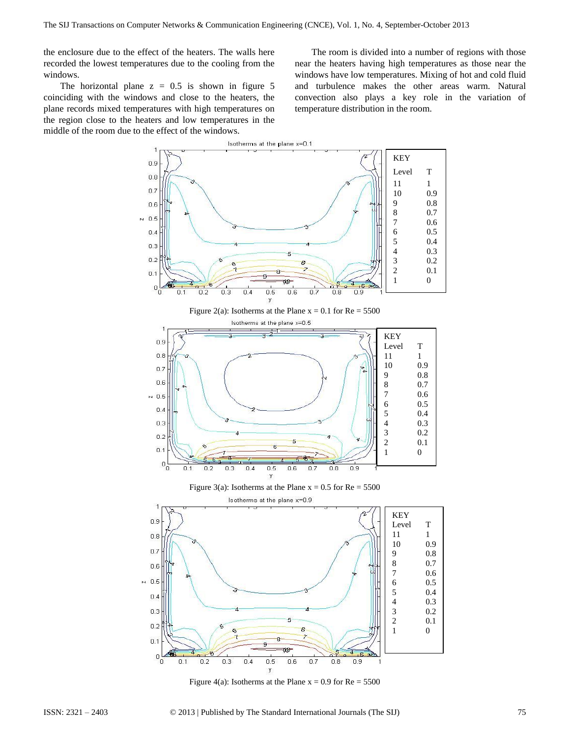the enclosure due to the effect of the heaters. The walls here recorded the lowest temperatures due to the cooling from the windows.

The horizontal plane z = 0.5 is shown in figure 5 coinciding with the windows and close to the heaters, the plane records mixed temperatures with high temperatures on the region close to the heaters and low temperatures in the middle of the room due to the effect of the windows.

The room is divided into a number of regions with those near the heaters having high temperatures as those near the windows have low temperatures. Mixing of hot and cold fluid and turbulence makes the other areas warm. Natural convection also plays a key role in the variation of temperature distribution in the room.

| Level | T |
|---|---|
| 11 | 1 |
| 10 | 0.9 |
| 9 | 0.8 |
| 8 | 0.7 |
| 7 | 0.6 |
| 6 | 0.5 |
| 5 | 0.4 |
| 4 | 0.3 |
| 3 | 0.2 |
| 2 | 0.1 |
| 1 | 0 |

Figure 2(a): Isotherms at the Plane x = 0.1 for Re = 5500

| Level | T |
|---|---|
| 11 | 1 |
| 10 | 0.9 |
| 9 | 0.8 |
| 8 | 0.7 |
| 7 | 0.6 |
| 6 | 0.5 |
| 5 | 0.4 |
| 4 | 0.3 |
| 3 | 0.2 |
| 2 | 0.1 |
| 1 | 0 |

Figure 3(a): Isotherms at the Plane x = 0.5 for Re = 5500

| Level | T |
|---|---|
| 11 | 1 |
| 10 | 0.9 |
| 9 | 0.8 |
| 8 | 0.7 |
| 7 | 0.6 |
| 6 | 0.5 |
| 5 | 0.4 |
| 4 | 0.3 |
| 3 | 0.2 |
| 2 | 0.1 |
| 1 | 0 |

Figure 4(a): Isotherms at the Plane x = 0.9 for Re = 5500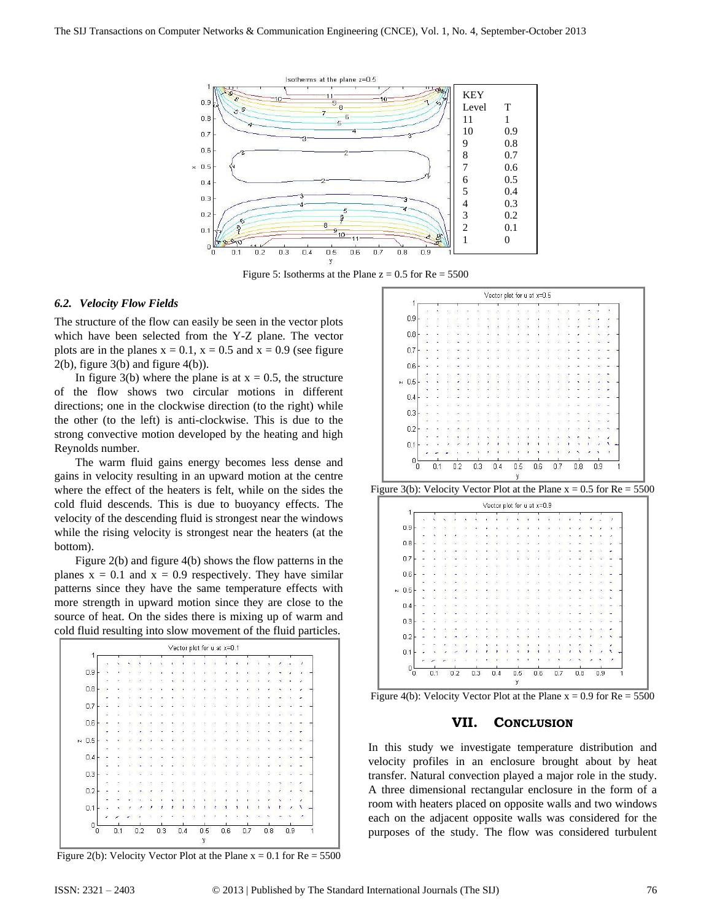| KEY | |
|---|---|
| Level | T |
| 11 | 1 |
| 10 | 0.9 |
| 9 | 0.8 |
| 8 | 0.7 |
| 7 | 0.6 |
| 6 | 0.5 |
| 5 | 0.4 |
| 4 | 0.3 |
| 3 | 0.2 |
| 2 | 0.1 |
| 1 | 0 |

Figure 5: Isotherms at the Plane z = 0.5 for Re = 5500

### *6.2. Velocity Flow Fields*

The structure of the flow can easily be seen in the vector plots which have been selected from the Y-Z plane. The vector plots are in the planes x = 0.1, x = 0.5 and x = 0.9 (see figure 2(b), figure 3(b) and figure 4(b)).

In figure 3(b) where the plane is at x = 0.5, the structure of the flow shows two circular motions in different directions; one in the clockwise direction (to the right) while the other (to the left) is anti-clockwise. This is due to the strong convective motion developed by the heating and high Reynolds number.

The warm fluid gains energy becomes less dense and gains in velocity resulting in an upward motion at the centre where the effect of the heaters is felt, while on the sides the cold fluid descends. This is due to buoyancy effects. The velocity of the descending fluid is strongest near the windows while the rising velocity is strongest near the heaters (at the bottom).

Figure 2(b) and figure 4(b) shows the flow patterns in the planes x = 0.1 and x = 0.9 respectively. They have similar patterns since they have the same temperature effects with more strength in upward motion since they are close to the source of heat. On the sides there is mixing up of warm and cold fluid resulting into slow movement of the fluid particles.

Figure 2(b): Velocity Vector Plot at the Plane x = 0.1 for Re = 5500

Figure 3(b): Velocity Vector Plot at the Plane x = 0.5 for Re = 5500

Figure 4(b): Velocity Vector Plot at the Plane x = 0.9 for Re = 5500

## VII. CONCLUSION

In this study we investigate temperature distribution and velocity profiles in an enclosure brought about by heat transfer. Natural convection played a major role in the study. A three dimensional rectangular enclosure in the form of a room with heaters placed on opposite walls and two windows each on the adjacent opposite walls was considered for the purposes of the study. The flow was considered turbulent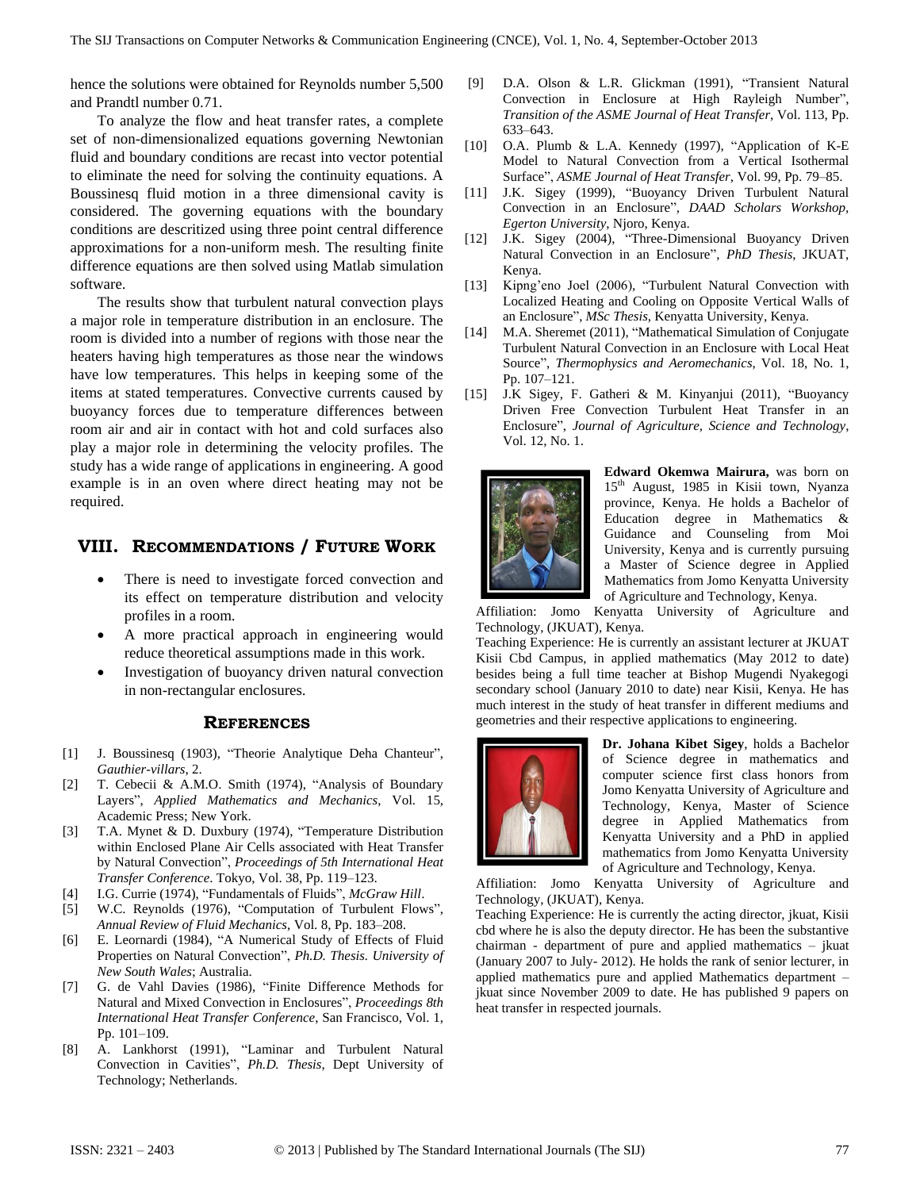hence the solutions were obtained for Reynolds number 5,500 and Prandtl number 0.71.

To analyze the flow and heat transfer rates, a complete set of non-dimensionalized equations governing Newtonian fluid and boundary conditions are recast into vector potential to eliminate the need for solving the continuity equations. A Boussinesq fluid motion in a three dimensional cavity is considered. The governing equations with the boundary conditions are descritized using three point central difference approximations for a non-uniform mesh. The resulting finite difference equations are then solved using Matlab simulation software.

The results show that turbulent natural convection plays a major role in temperature distribution in an enclosure. The room is divided into a number of regions with those near the heaters having high temperatures as those near the windows have low temperatures. This helps in keeping some of the items at stated temperatures. Convective currents caused by buoyancy forces due to temperature differences between room air and air in contact with hot and cold surfaces also play a major role in determining the velocity profiles. The study has a wide range of applications in engineering. A good example is in an oven where direct heating may not be required.

## VIII. Recommendations / Future Work

- There is need to investigate forced convection and its effect on temperature distribution and velocity profiles in a room.
- A more practical approach in engineering would reduce theoretical assumptions made in this work.
- Investigation of buoyancy driven natural convection in non-rectangular enclosures.

## References

[1] J. Boussinesq (1903), "Theorie Analytique Deha Chanteur", *Gauthier-villars*, 2.

[2] T. Cebecii & A.M.O. Smith (1974), "Analysis of Boundary Layers", *Applied Mathematics and Mechanics*, Vol. 15, Academic Press; New York.

[3] T.A. Mynet & D. Duxbury (1974), "Temperature Distribution within Enclosed Plane Air Cells associated with Heat Transfer by Natural Convection", *Proceedings of 5th International Heat Transfer Conference*. Tokyo, Vol. 38, Pp. 119–123.

[4] I.G. Currie (1974), "Fundamentals of Fluids", *McGraw Hill*.

[5] W.C. Reynolds (1976), "Computation of Turbulent Flows", *Annual Review of Fluid Mechanics*, Vol. 8, Pp. 183–208.

[6] E. Leornardi (1984), "A Numerical Study of Effects of Fluid Properties on Natural Convection", *Ph.D. Thesis. University of New South Wales*; Australia.

[7] G. de Vahl Davies (1986), "Finite Difference Methods for Natural and Mixed Convection in Enclosures", *Proceedings 8th International Heat Transfer Conference*, San Francisco, Vol. 1, Pp. 101–109.

[8] A. Lankhorst (1991), "Laminar and Turbulent Natural Convection in Cavities", *Ph.D. Thesis*, Dept University of Technology; Netherlands.

[9] D.A. Olson & L.R. Glickman (1991), "Transient Natural Convection in Enclosure at High Rayleigh Number", *Transition of the ASME Journal of Heat Transfer*, Vol. 113, Pp. 633–643.

[10] O.A. Plumb & L.A. Kennedy (1997), "Application of K-E Model to Natural Convection from a Vertical Isothermal Surface", *ASME Journal of Heat Transfer*, Vol. 99, Pp. 79–85.

[11] J.K. Sigey (1999), "Buoyancy Driven Turbulent Natural Convection in an Enclosure", *DAAD Scholars Workshop, Egerton University*, Njoro, Kenya.

[12] J.K. Sigey (2004), "Three-Dimensional Buoyancy Driven Natural Convection in an Enclosure", *PhD Thesis*, JKUAT, Kenya.

[13] Kipng'eno Joel (2006), "Turbulent Natural Convection with Localized Heating and Cooling on Opposite Vertical Walls of an Enclosure", *MSc Thesis*, Kenyatta University, Kenya.

[14] M.A. Sheremet (2011), "Mathematical Simulation of Conjugate Turbulent Natural Convection in an Enclosure with Local Heat Source", *Thermophysics and Aeromechanics*, Vol. 18, No. 1, Pp. 107–121.

[15] J.K Sigey, F. Gatheri & M. Kinyanjui (2011), "Buoyancy Driven Free Convection Turbulent Heat Transfer in an Enclosure", *Journal of Agriculture, Science and Technology*, Vol. 12, No. 1.

**Edward Okemwa Mairura,** was born on 15th August, 1985 in Kisii town, Nyanza province, Kenya. He holds a Bachelor of Education degree in Mathematics & Guidance and Counseling from Moi University, Kenya and is currently pursuing a Master of Science degree in Applied Mathematics from Jomo Kenyatta University of Agriculture and Technology, Kenya.
Affiliation: Jomo Kenyatta University of Agriculture and Technology, (JKUAT), Kenya.
Teaching Experience: He is currently an assistant lecturer at JKUAT Kisii Cbd Campus, in applied mathematics (May 2012 to date) besides being a full time teacher at Bishop Mugendi Nyakegogi secondary school (January 2010 to date) near Kisii, Kenya. He has much interest in the study of heat transfer in different mediums and geometries and their respective applications to engineering.

**Dr. Johana Kibet Sigey**, holds a Bachelor of Science degree in mathematics and computer science first class honors from Jomo Kenyatta University of Agriculture and Technology, Kenya, Master of Science degree in Applied Mathematics from Kenyatta University and a PhD in applied mathematics from Jomo Kenyatta University of Agriculture and Technology, Kenya.
Affiliation: Jomo Kenyatta University of Agriculture and Technology, (JKUAT), Kenya.
Teaching Experience: He is currently the acting director, jkuat, Kisii cbd where he is also the deputy director. He has been the substantive chairman - department of pure and applied mathematics – jkuat (January 2007 to July- 2012). He holds the rank of senior lecturer, in applied mathematics pure and applied Mathematics department – jkuat since November 2009 to date. He has published 9 papers on heat transfer in respected journals.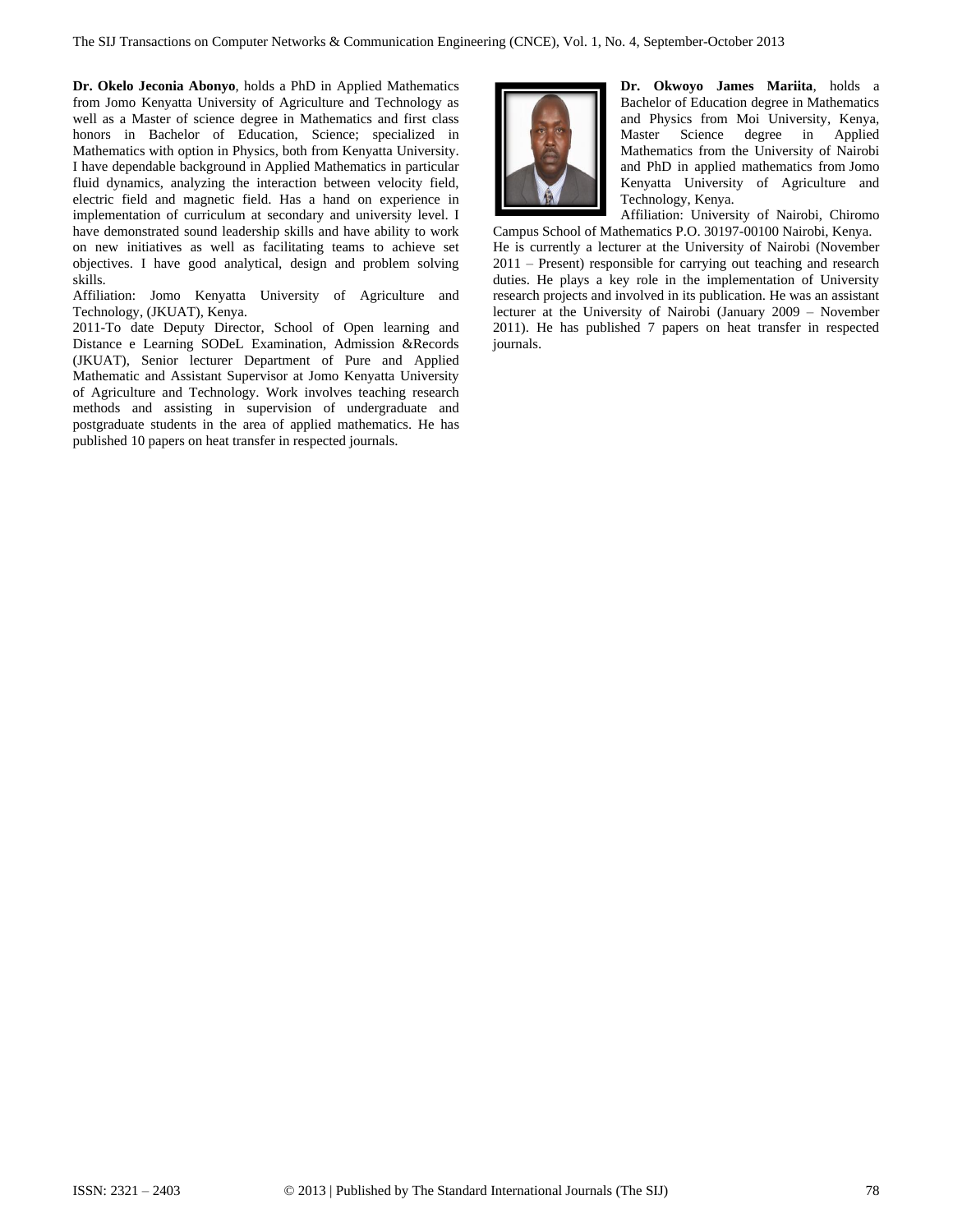**Dr. Okelo Jeconia Abonyo**, holds a PhD in Applied Mathematics from Jomo Kenyatta University of Agriculture and Technology as well as a Master of science degree in Mathematics and first class honors in Bachelor of Education, Science; specialized in Mathematics with option in Physics, both from Kenyatta University. I have dependable background in Applied Mathematics in particular fluid dynamics, analyzing the interaction between velocity field, electric field and magnetic field. Has a hand on experience in implementation of curriculum at secondary and university level. I have demonstrated sound leadership skills and have ability to work on new initiatives as well as facilitating teams to achieve set objectives. I have good analytical, design and problem solving skills.

Affiliation: Jomo Kenyatta University of Agriculture and Technology, (JKUAT), Kenya.

2011-To date Deputy Director, School of Open learning and Distance e Learning SODeL Examination, Admission &Records (JKUAT), Senior lecturer Department of Pure and Applied Mathematic and Assistant Supervisor at Jomo Kenyatta University of Agriculture and Technology. Work involves teaching research methods and assisting in supervision of undergraduate and postgraduate students in the area of applied mathematics. He has published 10 papers on heat transfer in respected journals.

**Dr. Okwoyo James Mariita**, holds a Bachelor of Education degree in Mathematics and Physics from Moi University, Kenya, Master Science degree in Applied Mathematics from the University of Nairobi and PhD in applied mathematics from Jomo Kenyatta University of Agriculture and Technology, Kenya.

Affiliation: University of Nairobi, Chiromo Campus School of Mathematics P.O. 30197-00100 Nairobi, Kenya.

He is currently a lecturer at the University of Nairobi (November 2011 – Present) responsible for carrying out teaching and research duties. He plays a key role in the implementation of University research projects and involved in its publication. He was an assistant lecturer at the University of Nairobi (January 2009 – November 2011). He has published 7 papers on heat transfer in respected journals.